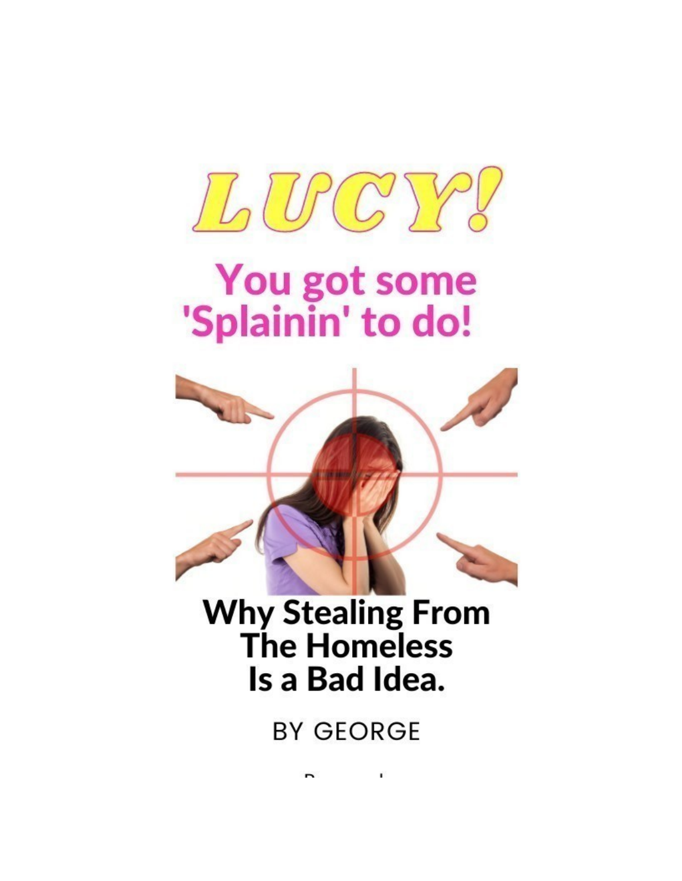# LUCY!

## You got some 'Splainin' to do!

## Why Stealing From The Homeless Is a Bad Idea.

BY GEORGE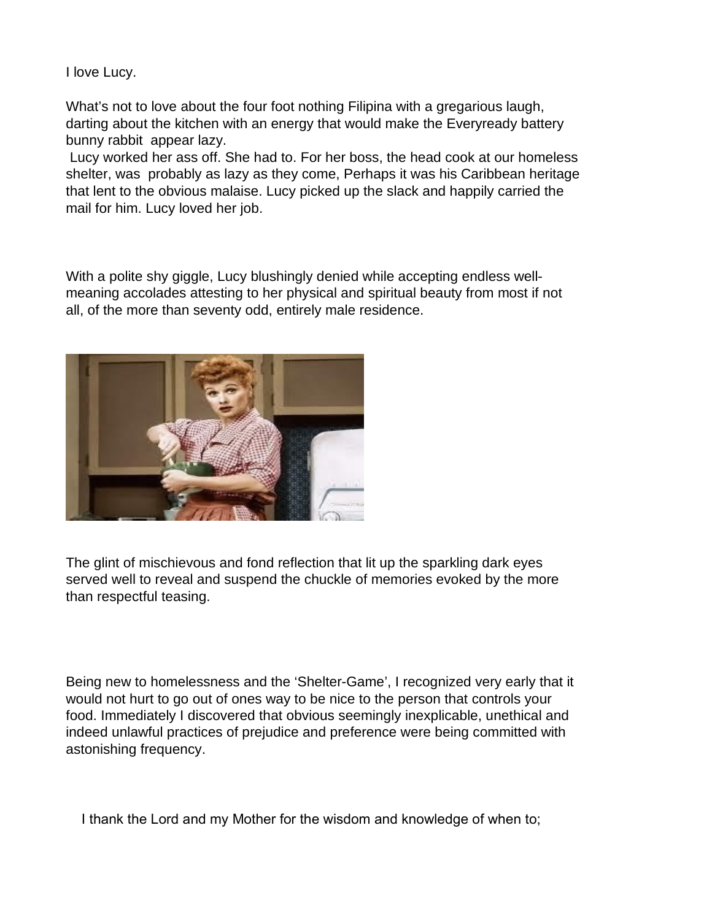I love Lucy.

What's not to love about the four foot nothing Filipina with a gregarious laugh, darting about the kitchen with an energy that would make the Everyready battery bunny rabbit appear lazy.

Lucy worked her ass off. She had to. For her boss, the head cook at our homeless shelter, was probably as lazy as they come, Perhaps it was his Caribbean heritage that lent to the obvious malaise. Lucy picked up the slack and happily carried the mail for him. Lucy loved her job.

With a polite shy giggle, Lucy blushingly denied while accepting endless well-meaning accolades attesting to her physical and spiritual beauty from most if not all, of the more than seventy odd, entirely male residence.

The glint of mischievous and fond reflection that lit up the sparkling dark eyes served well to reveal and suspend the chuckle of memories evoked by the more than respectful teasing.

Being new to homelessness and the 'Shelter-Game', I recognized very early that it would not hurt to go out of ones way to be nice to the person that controls your food. Immediately I discovered that obvious seemingly inexplicable, unethical and indeed unlawful practices of prejudice and preference were being committed with astonishing frequency.

I thank the Lord and my Mother for the wisdom and knowledge of when to;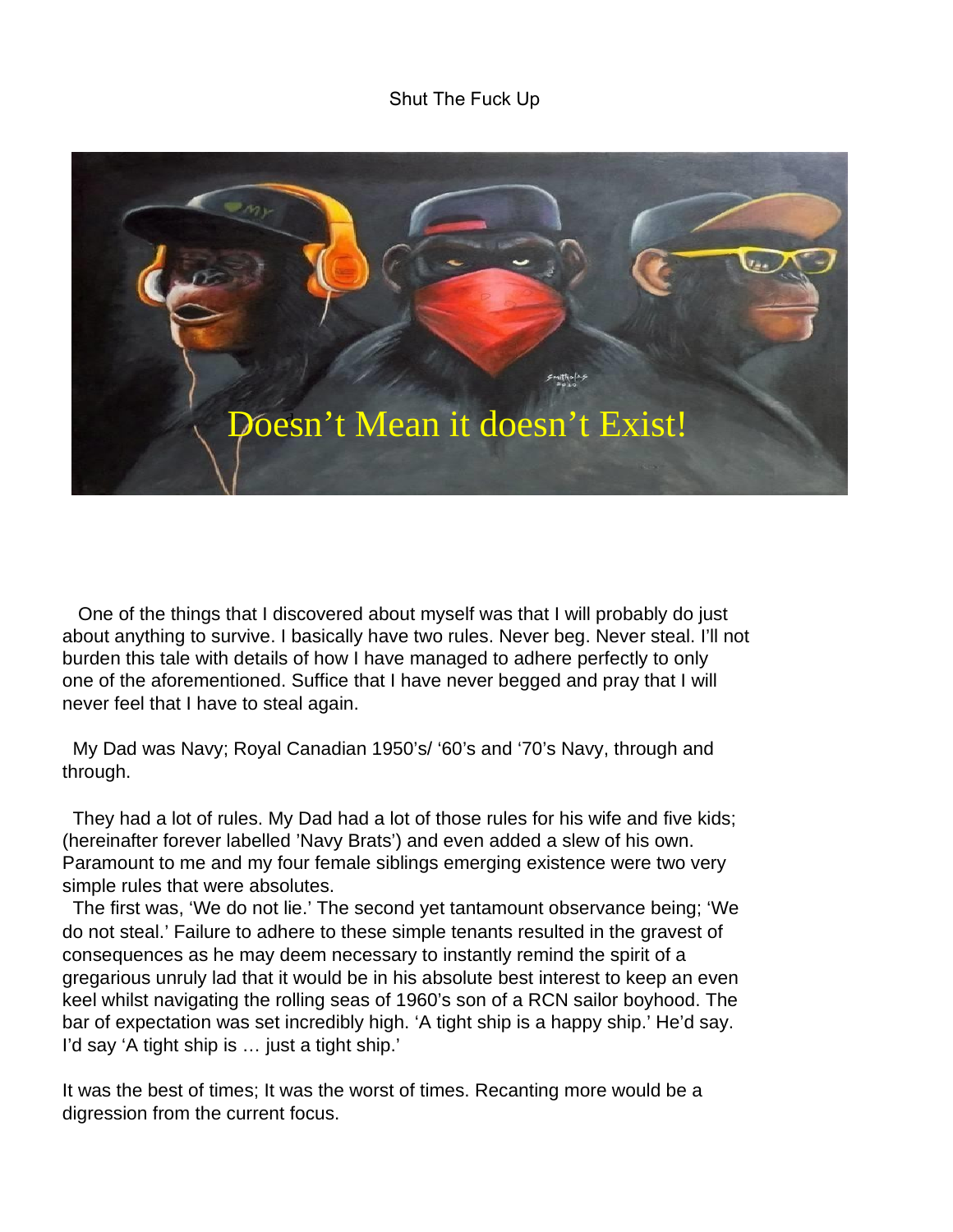Shut The Fuck Up

Doesn’t Mean it doesn’t Exist!

One of the things that I discovered about myself was that I will probably do just about anything to survive. I basically have two rules. Never beg. Never steal. I’ll not burden this tale with details of how I have managed to adhere perfectly to only one of the aforementioned. Suffice that I have never begged and pray that I will never feel that I have to steal again.

My Dad was Navy; Royal Canadian 1950’s/ ‘60’s and ‘70’s Navy, through and through.

They had a lot of rules. My Dad had a lot of those rules for his wife and five kids; (hereinafter forever labelled ’Navy Brats’) and even added a slew of his own. Paramount to me and my four female siblings emerging existence were two very simple rules that were absolutes.

The first was, ‘We do not lie.’ The second yet tantamount observance being; ‘We do not steal.’ Failure to adhere to these simple tenants resulted in the gravest of consequences as he may deem necessary to instantly remind the spirit of a gregarious unruly lad that it would be in his absolute best interest to keep an even keel whilst navigating the rolling seas of 1960’s son of a RCN sailor boyhood. The bar of expectation was set incredibly high. ‘A tight ship is a happy ship.’ He’d say. I’d say ‘A tight ship is … just a tight ship.’

It was the best of times; It was the worst of times. Recanting more would be a digression from the current focus.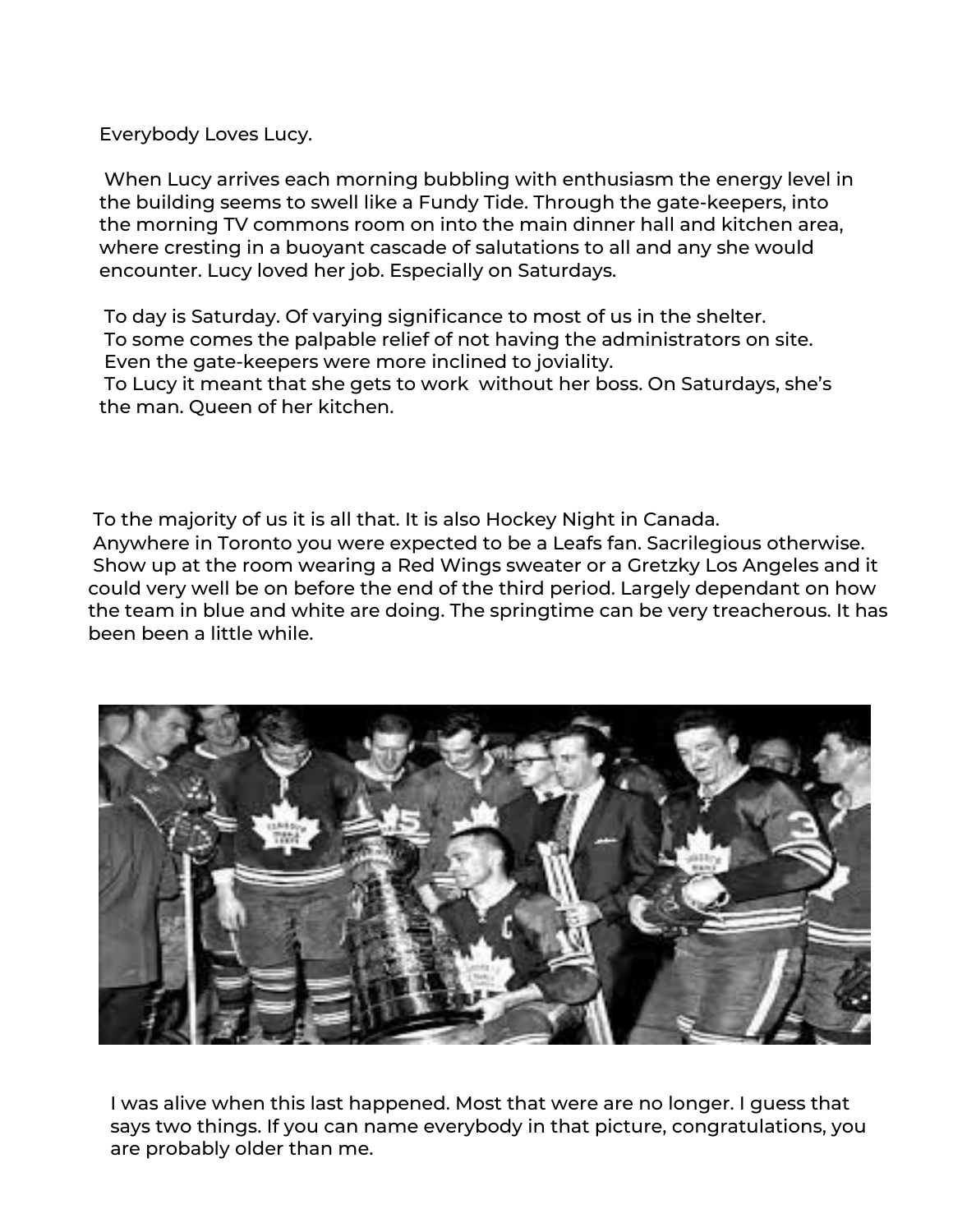Everybody Loves Lucy.

When Lucy arrives each morning bubbling with enthusiasm the energy level in the building seems to swell like a Fundy Tide. Through the gate-keepers, into the morning TV commons room on into the main dinner hall and kitchen area, where cresting in a buoyant cascade of salutations to all and any she would encounter. Lucy loved her job. Especially on Saturdays.

To day is Saturday. Of varying significance to most of us in the shelter.
To some comes the palpable relief of not having the administrators on site.
Even the gate-keepers were more inclined to joviality.
To Lucy it meant that she gets to work without her boss. On Saturdays, she's the man. Queen of her kitchen.

To the majority of us it is all that. It is also Hockey Night in Canada.
Anywhere in Toronto you were expected to be a Leafs fan. Sacrilegious otherwise.
Show up at the room wearing a Red Wings sweater or a Gretzky Los Angeles and it could very well be on before the end of the third period. Largely dependant on how the team in blue and white are doing. The springtime can be very treacherous. It has been been a little while.

I was alive when this last happened. Most that were are no longer. I guess that says two things. If you can name everybody in that picture, congratulations, you are probably older than me.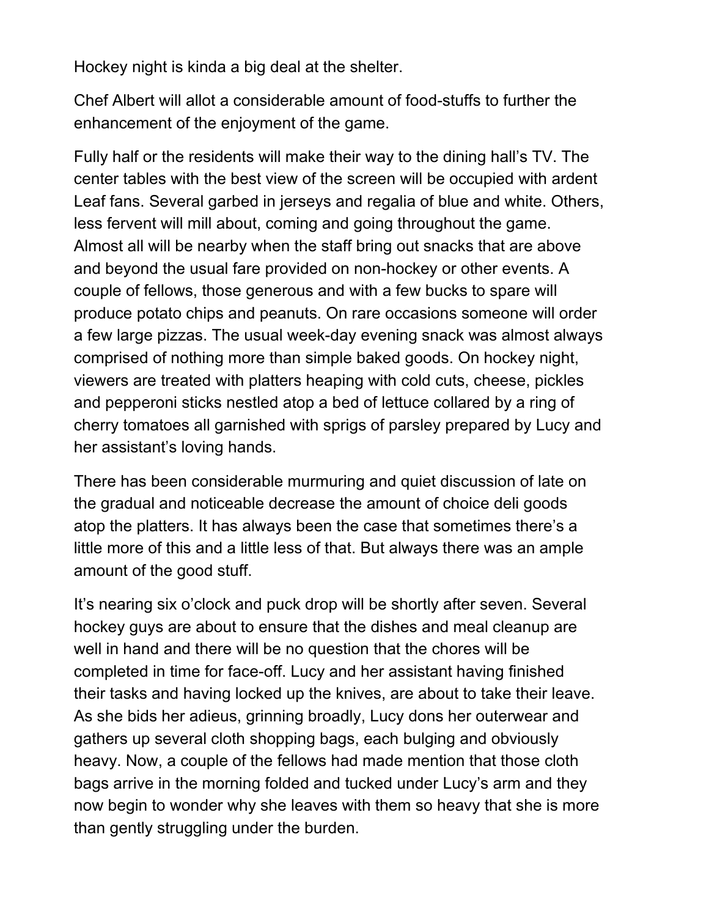Hockey night is kinda a big deal at the shelter.

Chef Albert will allot a considerable amount of food-stuffs to further the enhancement of the enjoyment of the game.

Fully half or the residents will make their way to the dining hall's TV. The center tables with the best view of the screen will be occupied with ardent Leaf fans. Several garbed in jerseys and regalia of blue and white. Others, less fervent will mill about, coming and going throughout the game. Almost all will be nearby when the staff bring out snacks that are above and beyond the usual fare provided on non-hockey or other events. A couple of fellows, those generous and with a few bucks to spare will produce potato chips and peanuts. On rare occasions someone will order a few large pizzas. The usual week-day evening snack was almost always comprised of nothing more than simple baked goods. On hockey night, viewers are treated with platters heaping with cold cuts, cheese, pickles and pepperoni sticks nestled atop a bed of lettuce collared by a ring of cherry tomatoes all garnished with sprigs of parsley prepared by Lucy and her assistant's loving hands.

There has been considerable murmuring and quiet discussion of late on the gradual and noticeable decrease the amount of choice deli goods atop the platters. It has always been the case that sometimes there's a little more of this and a little less of that. But always there was an ample amount of the good stuff.

It's nearing six o'clock and puck drop will be shortly after seven. Several hockey guys are about to ensure that the dishes and meal cleanup are well in hand and there will be no question that the chores will be completed in time for face-off. Lucy and her assistant having finished their tasks and having locked up the knives, are about to take their leave. As she bids her adieus, grinning broadly, Lucy dons her outerwear and gathers up several cloth shopping bags, each bulging and obviously heavy. Now, a couple of the fellows had made mention that those cloth bags arrive in the morning folded and tucked under Lucy's arm and they now begin to wonder why she leaves with them so heavy that she is more than gently struggling under the burden.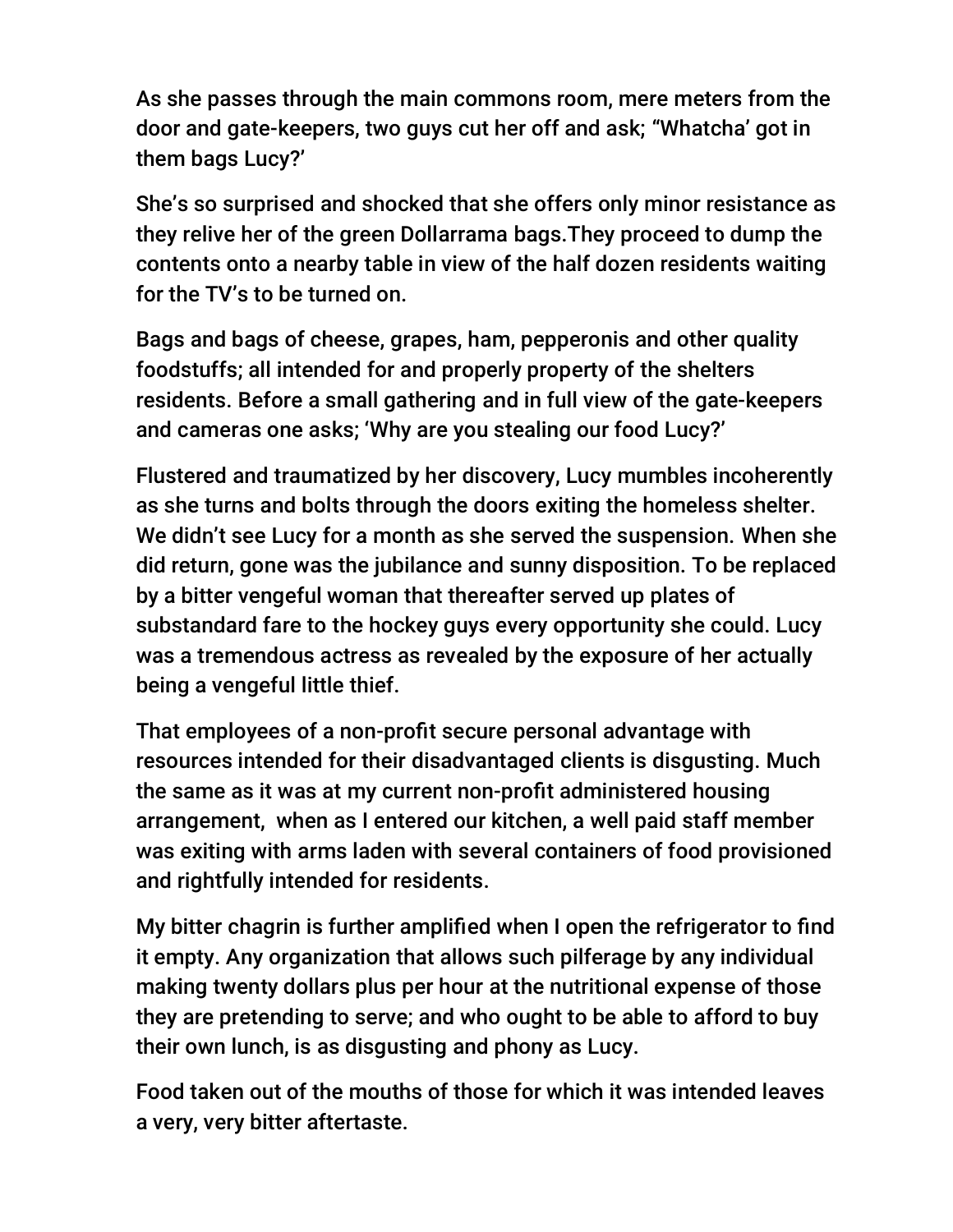As she passes through the main commons room, mere meters from the door and gate-keepers, two guys cut her off and ask; "Whatcha' got in them bags Lucy?'

She's so surprised and shocked that she offers only minor resistance as they relive her of the green Dollarrama bags.They proceed to dump the contents onto a nearby table in view of the half dozen residents waiting for the TV's to be turned on.

Bags and bags of cheese, grapes, ham, pepperonis and other quality foodstuffs; all intended for and properly property of the shelters residents. Before a small gathering and in full view of the gate-keepers and cameras one asks; 'Why are you stealing our food Lucy?'

Flustered and traumatized by her discovery, Lucy mumbles incoherently as she turns and bolts through the doors exiting the homeless shelter. We didn't see Lucy for a month as she served the suspension. When she did return, gone was the jubilance and sunny disposition. To be replaced by a bitter vengeful woman that thereafter served up plates of substandard fare to the hockey guys every opportunity she could. Lucy was a tremendous actress as revealed by the exposure of her actually being a vengeful little thief.

That employees of a non-profit secure personal advantage with resources intended for their disadvantaged clients is disgusting. Much the same as it was at my current non-profit administered housing arrangement,  when as I entered our kitchen, a well paid staff member was exiting with arms laden with several containers of food provisioned and rightfully intended for residents.

My bitter chagrin is further amplified when I open the refrigerator to find it empty. Any organization that allows such pilferage by any individual making twenty dollars plus per hour at the nutritional expense of those they are pretending to serve; and who ought to be able to afford to buy their own lunch, is as disgusting and phony as Lucy.

Food taken out of the mouths of those for which it was intended leaves a very, very bitter aftertaste.